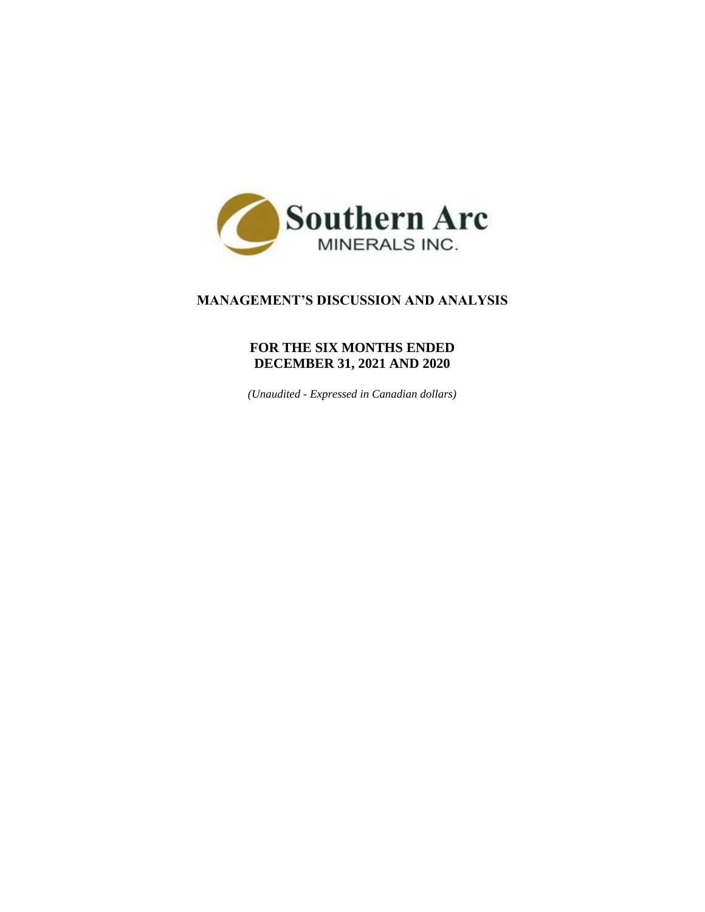Southern Arc
MINERALS INC.

# MANAGEMENT'S DISCUSSION AND ANALYSIS

## FOR THE SIX MONTHS ENDED DECEMBER 31, 2021 AND 2020

*(Unaudited - Expressed in Canadian dollars)*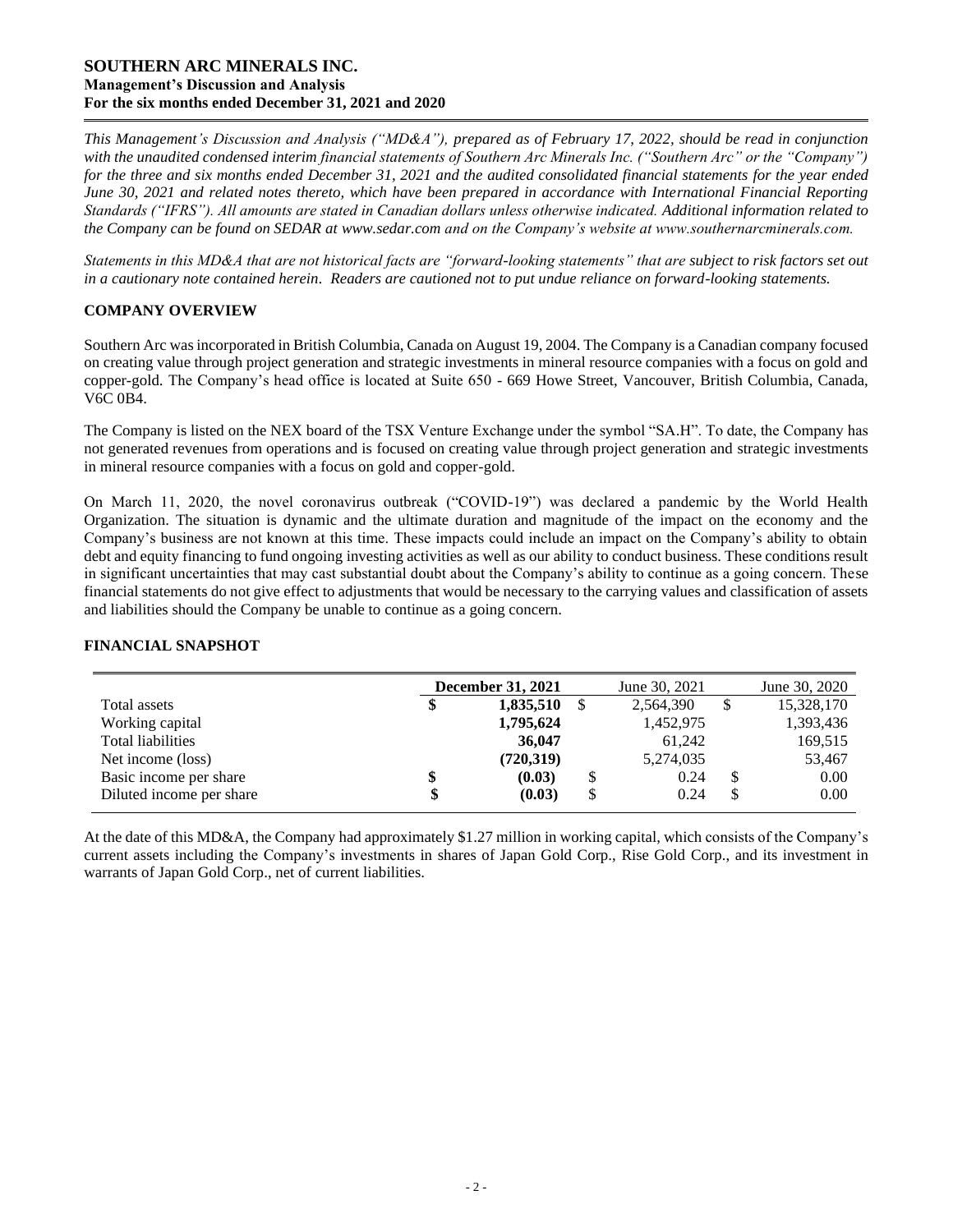*This Management's Discussion and Analysis ("MD&A"), prepared as of February 17, 2022, should be read in conjunction with the unaudited condensed interim financial statements of Southern Arc Minerals Inc. ("Southern Arc" or the "Company") for the three and six months ended December 31, 2021 and the audited consolidated financial statements for the year ended June 30, 2021 and related notes thereto, which have been prepared in accordance with International Financial Reporting Standards ("IFRS"). All amounts are stated in Canadian dollars unless otherwise indicated. Additional information related to the Company can be found on SEDAR at www.sedar.com and on the Company's website at www.southernarcminerals.com.*

*Statements in this MD&A that are not historical facts are "forward-looking statements" that are subject to risk factors set out in a cautionary note contained herein. Readers are cautioned not to put undue reliance on forward-looking statements.*

## COMPANY OVERVIEW

Southern Arc was incorporated in British Columbia, Canada on August 19, 2004. The Company is a Canadian company focused on creating value through project generation and strategic investments in mineral resource companies with a focus on gold and copper-gold. The Company's head office is located at Suite 650 - 669 Howe Street, Vancouver, British Columbia, Canada, V6C 0B4.

The Company is listed on the NEX board of the TSX Venture Exchange under the symbol "SA.H". To date, the Company has not generated revenues from operations and is focused on creating value through project generation and strategic investments in mineral resource companies with a focus on gold and copper-gold.

On March 11, 2020, the novel coronavirus outbreak ("COVID-19") was declared a pandemic by the World Health Organization. The situation is dynamic and the ultimate duration and magnitude of the impact on the economy and the Company's business are not known at this time. These impacts could include an impact on the Company's ability to obtain debt and equity financing to fund ongoing investing activities as well as our ability to conduct business. These conditions result in significant uncertainties that may cast substantial doubt about the Company's ability to continue as a going concern. These financial statements do not give effect to adjustments that would be necessary to the carrying values and classification of assets and liabilities should the Company be unable to continue as a going concern.

## FINANCIAL SNAPSHOT

| | **December 31, 2021** | June 30, 2021 | June 30, 2020 |
|---|---|---|---|
| Total assets | **$ 1,835,510** | $ 2,564,390 | $ 15,328,170 |
| Working capital | **1,795,624** | 1,452,975 | 1,393,436 |
| Total liabilities | **36,047** | 61,242 | 169,515 |
| Net income (loss) | **(720,319)** | 5,274,035 | 53,467 |
| Basic income per share | **$ (0.03)** | $ 0.24 | $ 0.00 |
| Diluted income per share | **$ (0.03)** | $ 0.24 | $ 0.00 |

At the date of this MD&A, the Company had approximately $1.27 million in working capital, which consists of the Company's current assets including the Company's investments in shares of Japan Gold Corp., Rise Gold Corp., and its investment in warrants of Japan Gold Corp., net of current liabilities.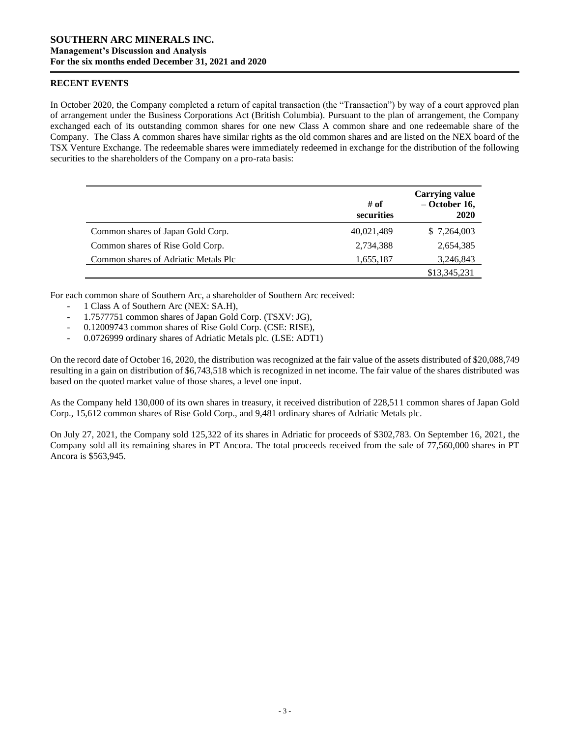## RECENT EVENTS

In October 2020, the Company completed a return of capital transaction (the "Transaction") by way of a court approved plan of arrangement under the Business Corporations Act (British Columbia). Pursuant to the plan of arrangement, the Company exchanged each of its outstanding common shares for one new Class A common share and one redeemable share of the Company. The Class A common shares have similar rights as the old common shares and are listed on the NEX board of the TSX Venture Exchange. The redeemable shares were immediately redeemed in exchange for the distribution of the following securities to the shareholders of the Company on a pro-rata basis:

| | # of securities | Carrying value – October 16, 2020 |
|---|---|---|
| Common shares of Japan Gold Corp. | 40,021,489 | $ 7,264,003 |
| Common shares of Rise Gold Corp. | 2,734,388 | 2,654,385 |
| Common shares of Adriatic Metals Plc | 1,655,187 | 3,246,843 |
| | | $13,345,231 |

For each common share of Southern Arc, a shareholder of Southern Arc received:

- 1 Class A of Southern Arc (NEX: SA.H),
- 1.7577751 common shares of Japan Gold Corp. (TSXV: JG),
- 0.12009743 common shares of Rise Gold Corp. (CSE: RISE),
- 0.0726999 ordinary shares of Adriatic Metals plc. (LSE: ADT1)

On the record date of October 16, 2020, the distribution was recognized at the fair value of the assets distributed of $20,088,749 resulting in a gain on distribution of $6,743,518 which is recognized in net income. The fair value of the shares distributed was based on the quoted market value of those shares, a level one input.

As the Company held 130,000 of its own shares in treasury, it received distribution of 228,511 common shares of Japan Gold Corp., 15,612 common shares of Rise Gold Corp., and 9,481 ordinary shares of Adriatic Metals plc.

On July 27, 2021, the Company sold 125,322 of its shares in Adriatic for proceeds of $302,783. On September 16, 2021, the Company sold all its remaining shares in PT Ancora. The total proceeds received from the sale of 77,560,000 shares in PT Ancora is $563,945.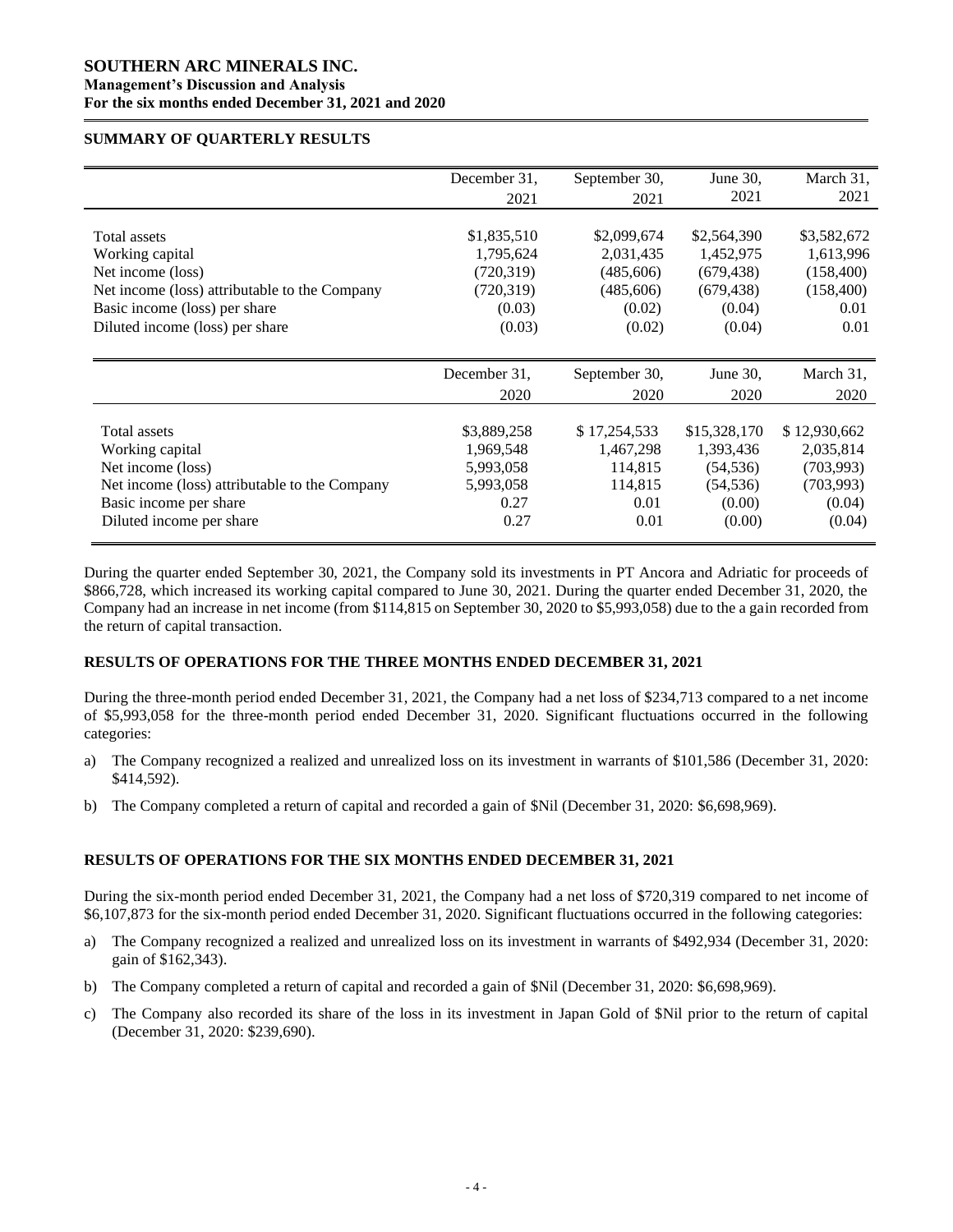## SUMMARY OF QUARTERLY RESULTS

| | December 31, 2021 | September 30, 2021 | June 30, 2021 | March 31, 2021 |
|---|---|---|---|---|
| Total assets | $1,835,510 | $2,099,674 | $2,564,390 | $3,582,672 |
| Working capital | 1,795,624 | 2,031,435 | 1,452,975 | 1,613,996 |
| Net income (loss) | (720,319) | (485,606) | (679,438) | (158,400) |
| Net income (loss) attributable to the Company | (720,319) | (485,606) | (679,438) | (158,400) |
| Basic income (loss) per share | (0.03) | (0.02) | (0.04) | 0.01 |
| Diluted income (loss) per share | (0.03) | (0.02) | (0.04) | 0.01 |

| | December 31, 2020 | September 30, 2020 | June 30, 2020 | March 31, 2020 |
|---|---|---|---|---|
| Total assets | $3,889,258 | $ 17,254,533 | $15,328,170 | $ 12,930,662 |
| Working capital | 1,969,548 | 1,467,298 | 1,393,436 | 2,035,814 |
| Net income (loss) | 5,993,058 | 114,815 | (54,536) | (703,993) |
| Net income (loss) attributable to the Company | 5,993,058 | 114,815 | (54,536) | (703,993) |
| Basic income per share | 0.27 | 0.01 | (0.00) | (0.04) |
| Diluted income per share | 0.27 | 0.01 | (0.00) | (0.04) |

During the quarter ended September 30, 2021, the Company sold its investments in PT Ancora and Adriatic for proceeds of $866,728, which increased its working capital compared to June 30, 2021. During the quarter ended December 31, 2020, the Company had an increase in net income (from $114,815 on September 30, 2020 to $5,993,058) due to the a gain recorded from the return of capital transaction.

## RESULTS OF OPERATIONS FOR THE THREE MONTHS ENDED DECEMBER 31, 2021

During the three-month period ended December 31, 2021, the Company had a net loss of $234,713 compared to a net income of $5,993,058 for the three-month period ended December 31, 2020. Significant fluctuations occurred in the following categories:

a) The Company recognized a realized and unrealized loss on its investment in warrants of $101,586 (December 31, 2020: $414,592).

b) The Company completed a return of capital and recorded a gain of $Nil (December 31, 2020: $6,698,969).

## RESULTS OF OPERATIONS FOR THE SIX MONTHS ENDED DECEMBER 31, 2021

During the six-month period ended December 31, 2021, the Company had a net loss of $720,319 compared to net income of $6,107,873 for the six-month period ended December 31, 2020. Significant fluctuations occurred in the following categories:

a) The Company recognized a realized and unrealized loss on its investment in warrants of $492,934 (December 31, 2020: gain of $162,343).

b) The Company completed a return of capital and recorded a gain of $Nil (December 31, 2020: $6,698,969).

c) The Company also recorded its share of the loss in its investment in Japan Gold of $Nil prior to the return of capital (December 31, 2020: $239,690).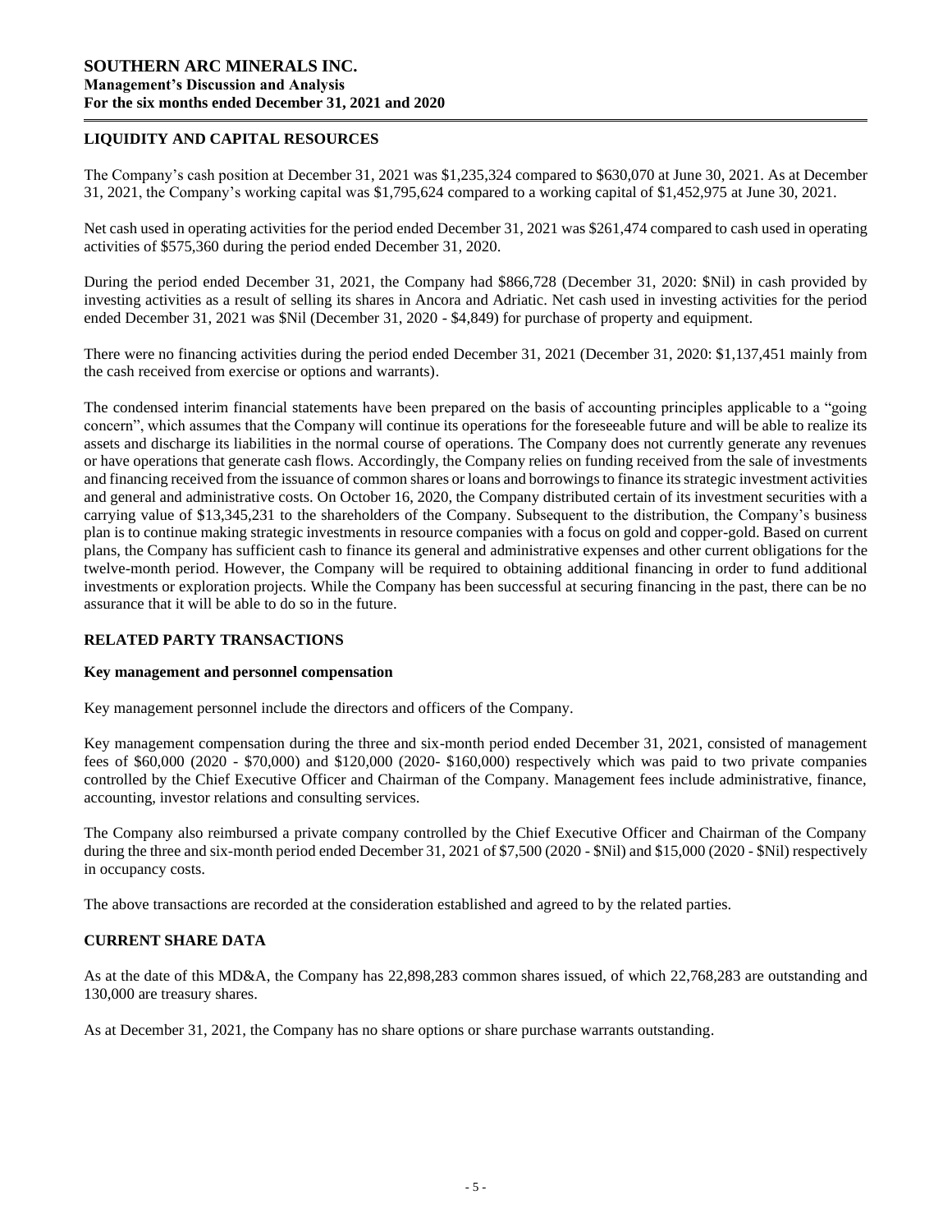## LIQUIDITY AND CAPITAL RESOURCES

The Company's cash position at December 31, 2021 was $1,235,324 compared to $630,070 at June 30, 2021. As at December 31, 2021, the Company's working capital was $1,795,624 compared to a working capital of $1,452,975 at June 30, 2021.

Net cash used in operating activities for the period ended December 31, 2021 was $261,474 compared to cash used in operating activities of $575,360 during the period ended December 31, 2020.

During the period ended December 31, 2021, the Company had $866,728 (December 31, 2020: $Nil) in cash provided by investing activities as a result of selling its shares in Ancora and Adriatic. Net cash used in investing activities for the period ended December 31, 2021 was $Nil (December 31, 2020 - $4,849) for purchase of property and equipment.

There were no financing activities during the period ended December 31, 2021 (December 31, 2020: $1,137,451 mainly from the cash received from exercise or options and warrants).

The condensed interim financial statements have been prepared on the basis of accounting principles applicable to a "going concern", which assumes that the Company will continue its operations for the foreseeable future and will be able to realize its assets and discharge its liabilities in the normal course of operations. The Company does not currently generate any revenues or have operations that generate cash flows. Accordingly, the Company relies on funding received from the sale of investments and financing received from the issuance of common shares or loans and borrowings to finance its strategic investment activities and general and administrative costs. On October 16, 2020, the Company distributed certain of its investment securities with a carrying value of $13,345,231 to the shareholders of the Company. Subsequent to the distribution, the Company's business plan is to continue making strategic investments in resource companies with a focus on gold and copper-gold. Based on current plans, the Company has sufficient cash to finance its general and administrative expenses and other current obligations for the twelve-month period. However, the Company will be required to obtaining additional financing in order to fund additional investments or exploration projects. While the Company has been successful at securing financing in the past, there can be no assurance that it will be able to do so in the future.

## RELATED PARTY TRANSACTIONS

### Key management and personnel compensation

Key management personnel include the directors and officers of the Company.

Key management compensation during the three and six-month period ended December 31, 2021, consisted of management fees of $60,000 (2020 - $70,000) and $120,000 (2020- $160,000) respectively which was paid to two private companies controlled by the Chief Executive Officer and Chairman of the Company. Management fees include administrative, finance, accounting, investor relations and consulting services.

The Company also reimbursed a private company controlled by the Chief Executive Officer and Chairman of the Company during the three and six-month period ended December 31, 2021 of $7,500 (2020 - $Nil) and $15,000 (2020 - $Nil) respectively in occupancy costs.

The above transactions are recorded at the consideration established and agreed to by the related parties.

## CURRENT SHARE DATA

As at the date of this MD&A, the Company has 22,898,283 common shares issued, of which 22,768,283 are outstanding and 130,000 are treasury shares.

As at December 31, 2021, the Company has no share options or share purchase warrants outstanding.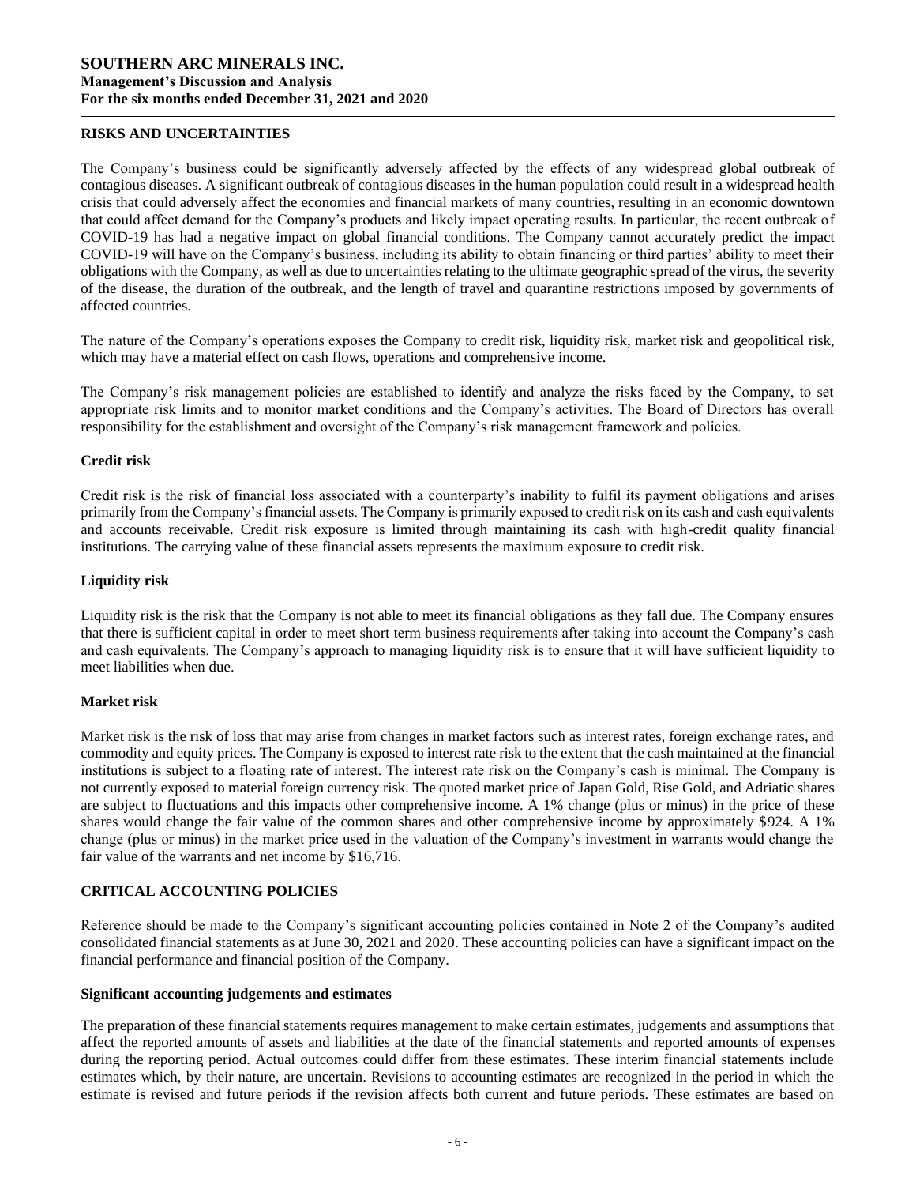## RISKS AND UNCERTAINTIES

The Company's business could be significantly adversely affected by the effects of any widespread global outbreak of contagious diseases. A significant outbreak of contagious diseases in the human population could result in a widespread health crisis that could adversely affect the economies and financial markets of many countries, resulting in an economic downtown that could affect demand for the Company's products and likely impact operating results. In particular, the recent outbreak of COVID-19 has had a negative impact on global financial conditions. The Company cannot accurately predict the impact COVID-19 will have on the Company's business, including its ability to obtain financing or third parties' ability to meet their obligations with the Company, as well as due to uncertainties relating to the ultimate geographic spread of the virus, the severity of the disease, the duration of the outbreak, and the length of travel and quarantine restrictions imposed by governments of affected countries.

The nature of the Company's operations exposes the Company to credit risk, liquidity risk, market risk and geopolitical risk, which may have a material effect on cash flows, operations and comprehensive income.

The Company's risk management policies are established to identify and analyze the risks faced by the Company, to set appropriate risk limits and to monitor market conditions and the Company's activities. The Board of Directors has overall responsibility for the establishment and oversight of the Company's risk management framework and policies.

### Credit risk

Credit risk is the risk of financial loss associated with a counterparty's inability to fulfil its payment obligations and arises primarily from the Company's financial assets. The Company is primarily exposed to credit risk on its cash and cash equivalents and accounts receivable. Credit risk exposure is limited through maintaining its cash with high-credit quality financial institutions. The carrying value of these financial assets represents the maximum exposure to credit risk.

### Liquidity risk

Liquidity risk is the risk that the Company is not able to meet its financial obligations as they fall due. The Company ensures that there is sufficient capital in order to meet short term business requirements after taking into account the Company's cash and cash equivalents. The Company's approach to managing liquidity risk is to ensure that it will have sufficient liquidity to meet liabilities when due.

### Market risk

Market risk is the risk of loss that may arise from changes in market factors such as interest rates, foreign exchange rates, and commodity and equity prices. The Company is exposed to interest rate risk to the extent that the cash maintained at the financial institutions is subject to a floating rate of interest. The interest rate risk on the Company's cash is minimal. The Company is not currently exposed to material foreign currency risk. The quoted market price of Japan Gold, Rise Gold, and Adriatic shares are subject to fluctuations and this impacts other comprehensive income. A 1% change (plus or minus) in the price of these shares would change the fair value of the common shares and other comprehensive income by approximately $924. A 1% change (plus or minus) in the market price used in the valuation of the Company's investment in warrants would change the fair value of the warrants and net income by $16,716.

## CRITICAL ACCOUNTING POLICIES

Reference should be made to the Company's significant accounting policies contained in Note 2 of the Company's audited consolidated financial statements as at June 30, 2021 and 2020. These accounting policies can have a significant impact on the financial performance and financial position of the Company.

### Significant accounting judgements and estimates

The preparation of these financial statements requires management to make certain estimates, judgements and assumptions that affect the reported amounts of assets and liabilities at the date of the financial statements and reported amounts of expenses during the reporting period. Actual outcomes could differ from these estimates. These interim financial statements include estimates which, by their nature, are uncertain. Revisions to accounting estimates are recognized in the period in which the estimate is revised and future periods if the revision affects both current and future periods. These estimates are based on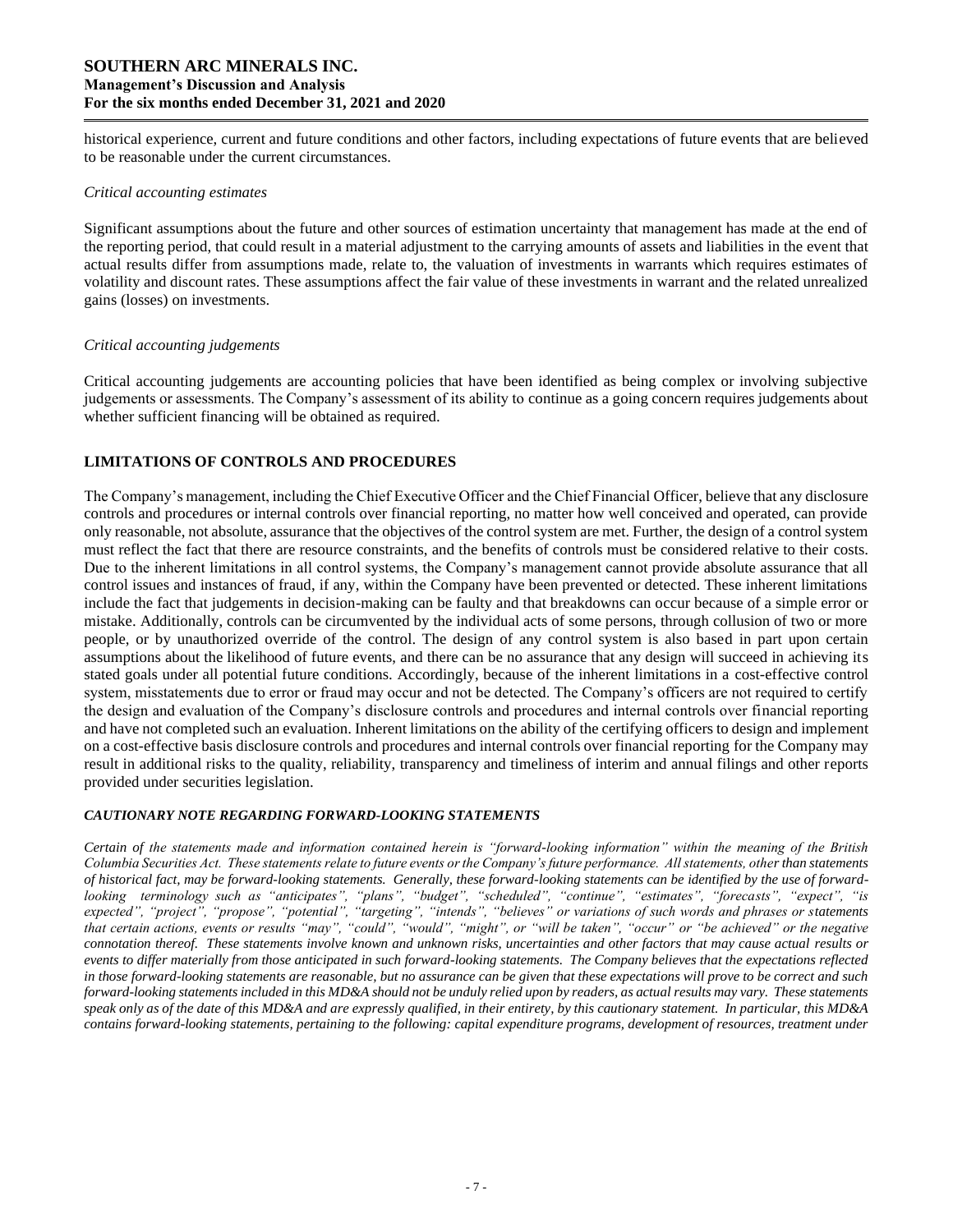historical experience, current and future conditions and other factors, including expectations of future events that are believed to be reasonable under the current circumstances.

*Critical accounting estimates*

Significant assumptions about the future and other sources of estimation uncertainty that management has made at the end of the reporting period, that could result in a material adjustment to the carrying amounts of assets and liabilities in the event that actual results differ from assumptions made, relate to, the valuation of investments in warrants which requires estimates of volatility and discount rates. These assumptions affect the fair value of these investments in warrant and the related unrealized gains (losses) on investments.

*Critical accounting judgements*

Critical accounting judgements are accounting policies that have been identified as being complex or involving subjective judgements or assessments. The Company's assessment of its ability to continue as a going concern requires judgements about whether sufficient financing will be obtained as required.

## LIMITATIONS OF CONTROLS AND PROCEDURES

The Company's management, including the Chief Executive Officer and the Chief Financial Officer, believe that any disclosure controls and procedures or internal controls over financial reporting, no matter how well conceived and operated, can provide only reasonable, not absolute, assurance that the objectives of the control system are met. Further, the design of a control system must reflect the fact that there are resource constraints, and the benefits of controls must be considered relative to their costs. Due to the inherent limitations in all control systems, the Company's management cannot provide absolute assurance that all control issues and instances of fraud, if any, within the Company have been prevented or detected. These inherent limitations include the fact that judgements in decision-making can be faulty and that breakdowns can occur because of a simple error or mistake. Additionally, controls can be circumvented by the individual acts of some persons, through collusion of two or more people, or by unauthorized override of the control. The design of any control system is also based in part upon certain assumptions about the likelihood of future events, and there can be no assurance that any design will succeed in achieving its stated goals under all potential future conditions. Accordingly, because of the inherent limitations in a cost-effective control system, misstatements due to error or fraud may occur and not be detected. The Company's officers are not required to certify the design and evaluation of the Company's disclosure controls and procedures and internal controls over financial reporting and have not completed such an evaluation. Inherent limitations on the ability of the certifying officers to design and implement on a cost-effective basis disclosure controls and procedures and internal controls over financial reporting for the Company may result in additional risks to the quality, reliability, transparency and timeliness of interim and annual filings and other reports provided under securities legislation.

### *CAUTIONARY NOTE REGARDING FORWARD-LOOKING STATEMENTS*

*Certain of the statements made and information contained herein is "forward-looking information" within the meaning of the British Columbia Securities Act. These statements relate to future events or the Company's future performance. All statements, other than statements of historical fact, may be forward-looking statements. Generally, these forward-looking statements can be identified by the use of forward-looking terminology such as "anticipates", "plans", "budget", "scheduled", "continue", "estimates", "forecasts", "expect", "is expected", "project", "propose", "potential", "targeting", "intends", "believes" or variations of such words and phrases or statements that certain actions, events or results "may", "could", "would", "might", or "will be taken", "occur" or "be achieved" or the negative connotation thereof. These statements involve known and unknown risks, uncertainties and other factors that may cause actual results or events to differ materially from those anticipated in such forward-looking statements. The Company believes that the expectations reflected in those forward-looking statements are reasonable, but no assurance can be given that these expectations will prove to be correct and such forward-looking statements included in this MD&A should not be unduly relied upon by readers, as actual results may vary. These statements speak only as of the date of this MD&A and are expressly qualified, in their entirety, by this cautionary statement. In particular, this MD&A contains forward-looking statements, pertaining to the following: capital expenditure programs, development of resources, treatment under*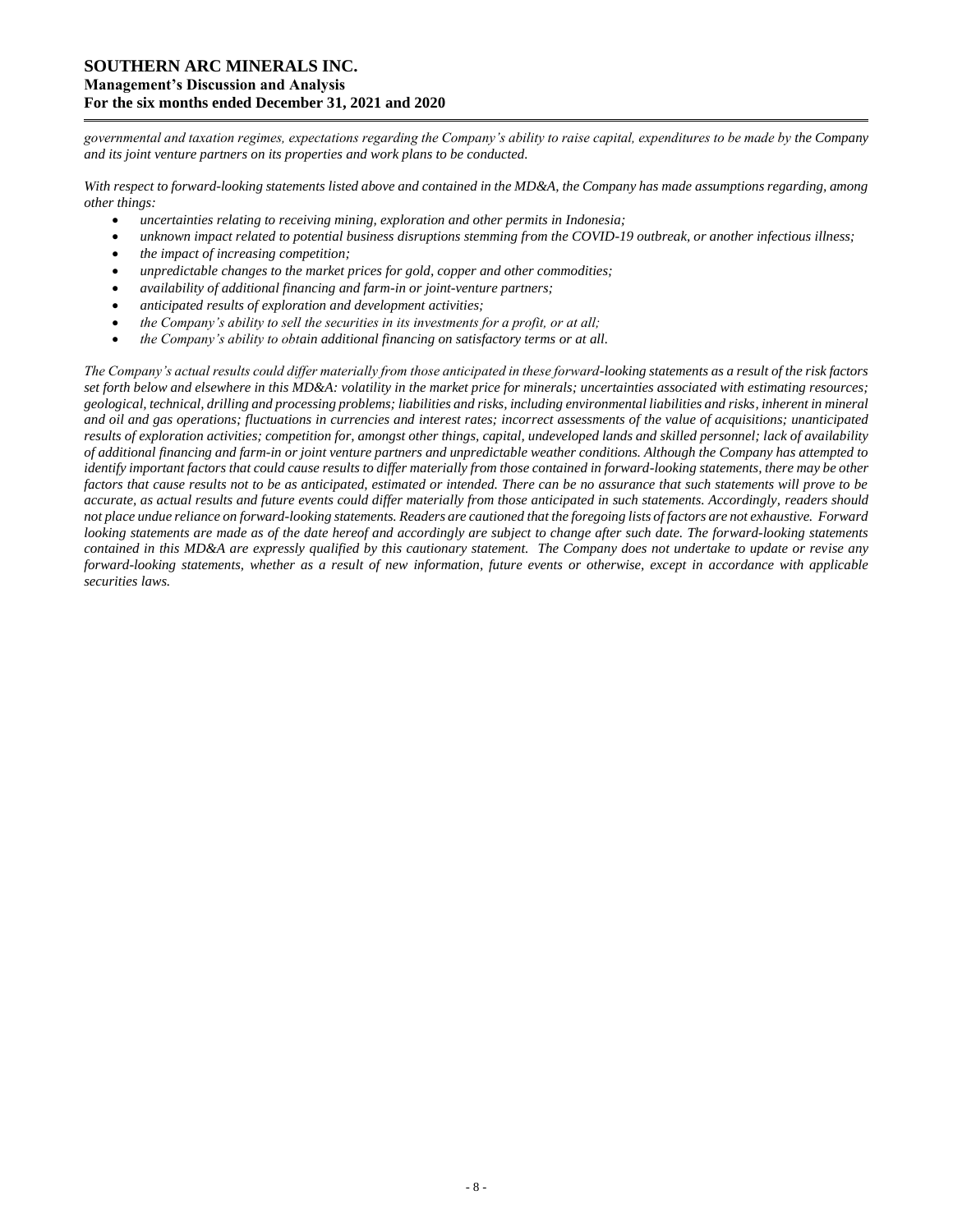*governmental and taxation regimes, expectations regarding the Company's ability to raise capital, expenditures to be made by the Company and its joint venture partners on its properties and work plans to be conducted.*

*With respect to forward-looking statements listed above and contained in the MD&A, the Company has made assumptions regarding, among other things:*

- *uncertainties relating to receiving mining, exploration and other permits in Indonesia;*
- *unknown impact related to potential business disruptions stemming from the COVID-19 outbreak, or another infectious illness;*
- *the impact of increasing competition;*
- *unpredictable changes to the market prices for gold, copper and other commodities;*
- *availability of additional financing and farm-in or joint-venture partners;*
- *anticipated results of exploration and development activities;*
- *the Company's ability to sell the securities in its investments for a profit, or at all;*
- *the Company's ability to obtain additional financing on satisfactory terms or at all.*

*The Company's actual results could differ materially from those anticipated in these forward-looking statements as a result of the risk factors set forth below and elsewhere in this MD&A: volatility in the market price for minerals; uncertainties associated with estimating resources; geological, technical, drilling and processing problems; liabilities and risks, including environmental liabilities and risks, inherent in mineral and oil and gas operations; fluctuations in currencies and interest rates; incorrect assessments of the value of acquisitions; unanticipated results of exploration activities; competition for, amongst other things, capital, undeveloped lands and skilled personnel; lack of availability of additional financing and farm-in or joint venture partners and unpredictable weather conditions. Although the Company has attempted to identify important factors that could cause results to differ materially from those contained in forward-looking statements, there may be other factors that cause results not to be as anticipated, estimated or intended. There can be no assurance that such statements will prove to be accurate, as actual results and future events could differ materially from those anticipated in such statements. Accordingly, readers should not place undue reliance on forward-looking statements. Readers are cautioned that the foregoing lists of factors are not exhaustive. Forward looking statements are made as of the date hereof and accordingly are subject to change after such date. The forward-looking statements contained in this MD&A are expressly qualified by this cautionary statement. The Company does not undertake to update or revise any forward-looking statements, whether as a result of new information, future events or otherwise, except in accordance with applicable securities laws.*